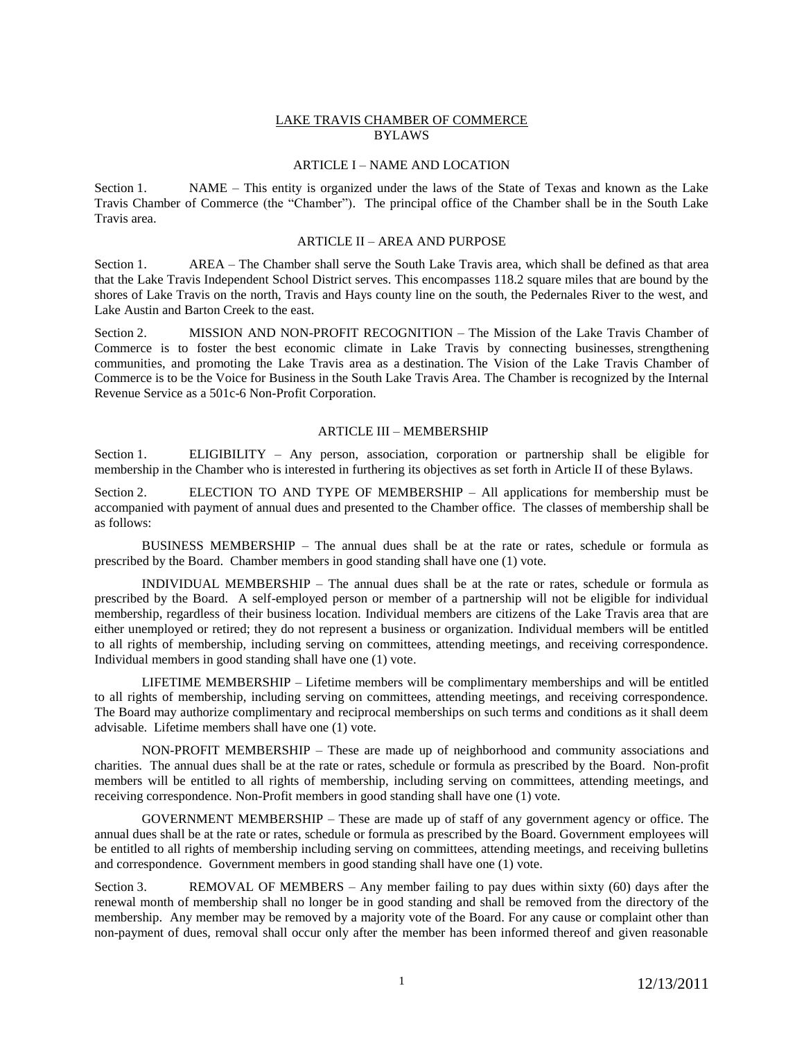# LAKE TRAVIS CHAMBER OF COMMERCE
# BYLAWS

## ARTICLE I – NAME AND LOCATION

Section 1. NAME – This entity is organized under the laws of the State of Texas and known as the Lake Travis Chamber of Commerce (the "Chamber"). The principal office of the Chamber shall be in the South Lake Travis area.

## ARTICLE II – AREA AND PURPOSE

Section 1. AREA – The Chamber shall serve the South Lake Travis area, which shall be defined as that area that the Lake Travis Independent School District serves. This encompasses 118.2 square miles that are bound by the shores of Lake Travis on the north, Travis and Hays county line on the south, the Pedernales River to the west, and Lake Austin and Barton Creek to the east.

Section 2. MISSION AND NON-PROFIT RECOGNITION – The Mission of the Lake Travis Chamber of Commerce is to foster the best economic climate in Lake Travis by connecting businesses, strengthening communities, and promoting the Lake Travis area as a destination. The Vision of the Lake Travis Chamber of Commerce is to be the Voice for Business in the South Lake Travis Area. The Chamber is recognized by the Internal Revenue Service as a 501c-6 Non-Profit Corporation.

## ARTICLE III – MEMBERSHIP

Section 1. ELIGIBILITY – Any person, association, corporation or partnership shall be eligible for membership in the Chamber who is interested in furthering its objectives as set forth in Article II of these Bylaws.

Section 2. ELECTION TO AND TYPE OF MEMBERSHIP – All applications for membership must be accompanied with payment of annual dues and presented to the Chamber office. The classes of membership shall be as follows:

BUSINESS MEMBERSHIP – The annual dues shall be at the rate or rates, schedule or formula as prescribed by the Board. Chamber members in good standing shall have one (1) vote.

INDIVIDUAL MEMBERSHIP – The annual dues shall be at the rate or rates, schedule or formula as prescribed by the Board. A self-employed person or member of a partnership will not be eligible for individual membership, regardless of their business location. Individual members are citizens of the Lake Travis area that are either unemployed or retired; they do not represent a business or organization. Individual members will be entitled to all rights of membership, including serving on committees, attending meetings, and receiving correspondence. Individual members in good standing shall have one (1) vote.

LIFETIME MEMBERSHIP – Lifetime members will be complimentary memberships and will be entitled to all rights of membership, including serving on committees, attending meetings, and receiving correspondence. The Board may authorize complimentary and reciprocal memberships on such terms and conditions as it shall deem advisable. Lifetime members shall have one (1) vote.

NON-PROFIT MEMBERSHIP – These are made up of neighborhood and community associations and charities. The annual dues shall be at the rate or rates, schedule or formula as prescribed by the Board. Non-profit members will be entitled to all rights of membership, including serving on committees, attending meetings, and receiving correspondence. Non-Profit members in good standing shall have one (1) vote.

GOVERNMENT MEMBERSHIP – These are made up of staff of any government agency or office. The annual dues shall be at the rate or rates, schedule or formula as prescribed by the Board. Government employees will be entitled to all rights of membership including serving on committees, attending meetings, and receiving bulletins and correspondence. Government members in good standing shall have one (1) vote.

Section 3. REMOVAL OF MEMBERS – Any member failing to pay dues within sixty (60) days after the renewal month of membership shall no longer be in good standing and shall be removed from the directory of the membership. Any member may be removed by a majority vote of the Board. For any cause or complaint other than non-payment of dues, removal shall occur only after the member has been informed thereof and given reasonable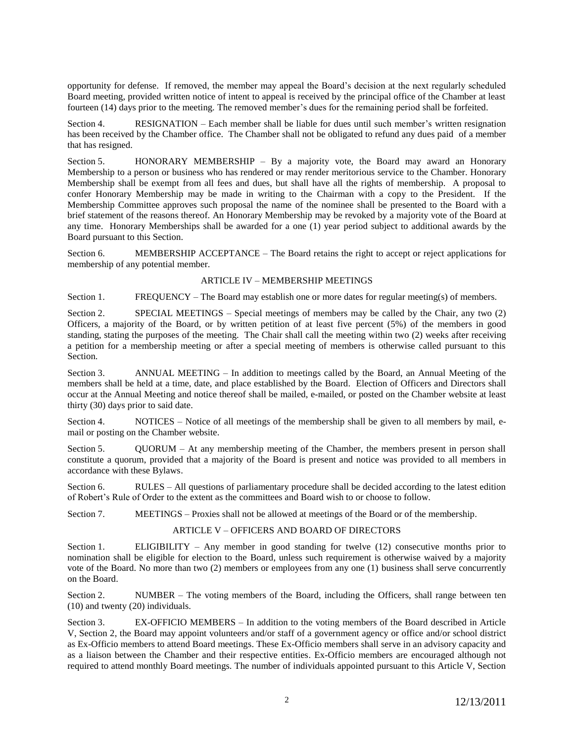opportunity for defense. If removed, the member may appeal the Board's decision at the next regularly scheduled Board meeting, provided written notice of intent to appeal is received by the principal office of the Chamber at least fourteen (14) days prior to the meeting. The removed member's dues for the remaining period shall be forfeited.

Section 4. RESIGNATION – Each member shall be liable for dues until such member's written resignation has been received by the Chamber office. The Chamber shall not be obligated to refund any dues paid of a member that has resigned.

Section 5. HONORARY MEMBERSHIP – By a majority vote, the Board may award an Honorary Membership to a person or business who has rendered or may render meritorious service to the Chamber. Honorary Membership shall be exempt from all fees and dues, but shall have all the rights of membership. A proposal to confer Honorary Membership may be made in writing to the Chairman with a copy to the President. If the Membership Committee approves such proposal the name of the nominee shall be presented to the Board with a brief statement of the reasons thereof. An Honorary Membership may be revoked by a majority vote of the Board at any time. Honorary Memberships shall be awarded for a one (1) year period subject to additional awards by the Board pursuant to this Section.

Section 6. MEMBERSHIP ACCEPTANCE – The Board retains the right to accept or reject applications for membership of any potential member.

## ARTICLE IV – MEMBERSHIP MEETINGS

Section 1. FREQUENCY – The Board may establish one or more dates for regular meeting(s) of members.

Section 2. SPECIAL MEETINGS – Special meetings of members may be called by the Chair, any two (2) Officers, a majority of the Board, or by written petition of at least five percent (5%) of the members in good standing, stating the purposes of the meeting. The Chair shall call the meeting within two (2) weeks after receiving a petition for a membership meeting or after a special meeting of members is otherwise called pursuant to this Section.

Section 3. ANNUAL MEETING – In addition to meetings called by the Board, an Annual Meeting of the members shall be held at a time, date, and place established by the Board. Election of Officers and Directors shall occur at the Annual Meeting and notice thereof shall be mailed, e-mailed, or posted on the Chamber website at least thirty (30) days prior to said date.

Section 4. NOTICES – Notice of all meetings of the membership shall be given to all members by mail, e-mail or posting on the Chamber website.

Section 5. QUORUM – At any membership meeting of the Chamber, the members present in person shall constitute a quorum, provided that a majority of the Board is present and notice was provided to all members in accordance with these Bylaws.

Section 6. RULES – All questions of parliamentary procedure shall be decided according to the latest edition of Robert's Rule of Order to the extent as the committees and Board wish to or choose to follow.

Section 7. MEETINGS – Proxies shall not be allowed at meetings of the Board or of the membership.

## ARTICLE V – OFFICERS AND BOARD OF DIRECTORS

Section 1. ELIGIBILITY – Any member in good standing for twelve (12) consecutive months prior to nomination shall be eligible for election to the Board, unless such requirement is otherwise waived by a majority vote of the Board. No more than two (2) members or employees from any one (1) business shall serve concurrently on the Board.

Section 2. NUMBER – The voting members of the Board, including the Officers, shall range between ten (10) and twenty (20) individuals.

Section 3. EX-OFFICIO MEMBERS – In addition to the voting members of the Board described in Article V, Section 2, the Board may appoint volunteers and/or staff of a government agency or office and/or school district as Ex-Officio members to attend Board meetings. These Ex-Officio members shall serve in an advisory capacity and as a liaison between the Chamber and their respective entities. Ex-Officio members are encouraged although not required to attend monthly Board meetings. The number of individuals appointed pursuant to this Article V, Section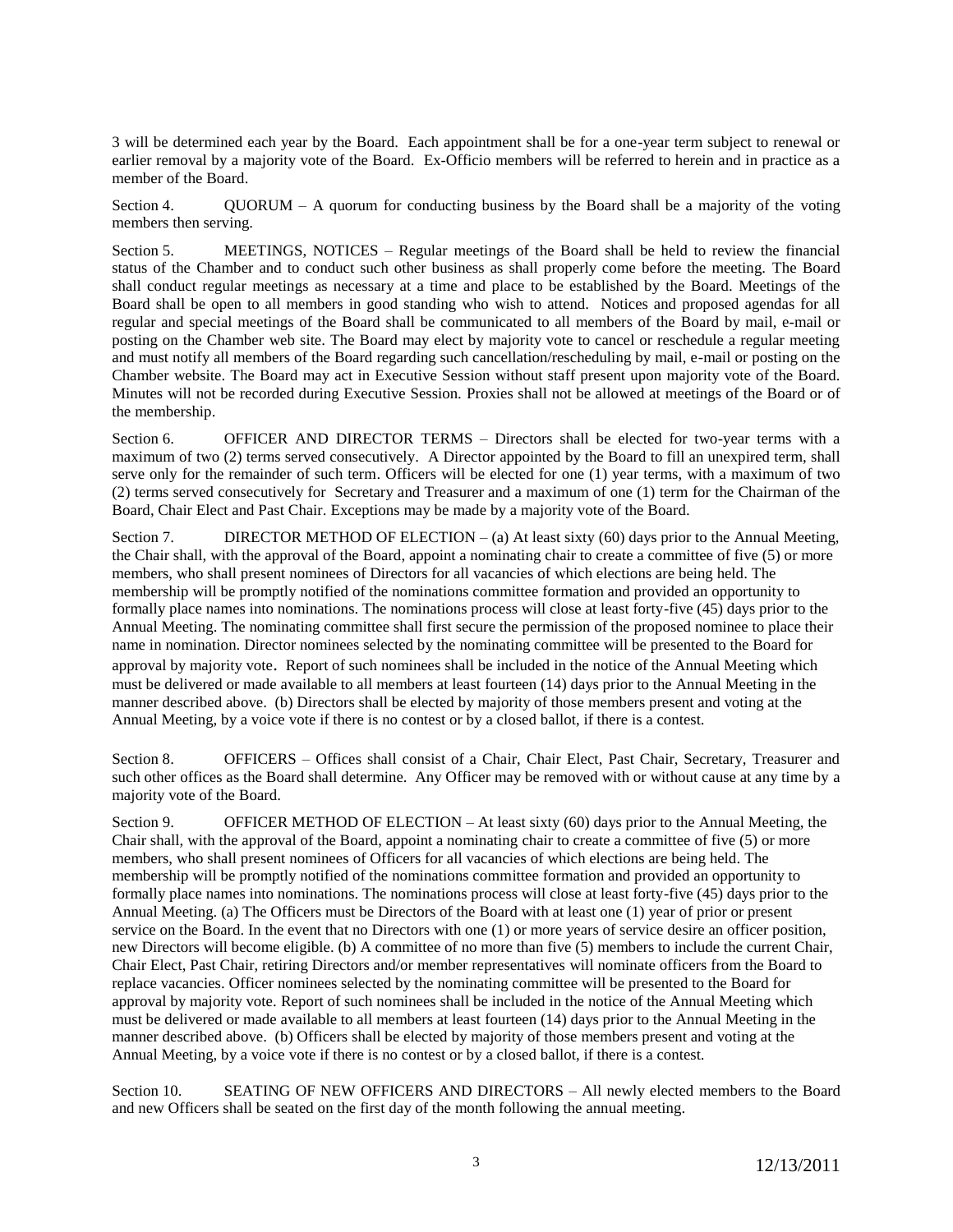3 will be determined each year by the Board. Each appointment shall be for a one-year term subject to renewal or earlier removal by a majority vote of the Board. Ex-Officio members will be referred to herein and in practice as a member of the Board.

Section 4. QUORUM – A quorum for conducting business by the Board shall be a majority of the voting members then serving.

Section 5. MEETINGS, NOTICES – Regular meetings of the Board shall be held to review the financial status of the Chamber and to conduct such other business as shall properly come before the meeting. The Board shall conduct regular meetings as necessary at a time and place to be established by the Board. Meetings of the Board shall be open to all members in good standing who wish to attend. Notices and proposed agendas for all regular and special meetings of the Board shall be communicated to all members of the Board by mail, e-mail or posting on the Chamber web site. The Board may elect by majority vote to cancel or reschedule a regular meeting and must notify all members of the Board regarding such cancellation/rescheduling by mail, e-mail or posting on the Chamber website. The Board may act in Executive Session without staff present upon majority vote of the Board. Minutes will not be recorded during Executive Session. Proxies shall not be allowed at meetings of the Board or of the membership.

Section 6. OFFICER AND DIRECTOR TERMS – Directors shall be elected for two-year terms with a maximum of two (2) terms served consecutively. A Director appointed by the Board to fill an unexpired term, shall serve only for the remainder of such term. Officers will be elected for one (1) year terms, with a maximum of two (2) terms served consecutively for Secretary and Treasurer and a maximum of one (1) term for the Chairman of the Board, Chair Elect and Past Chair. Exceptions may be made by a majority vote of the Board.

Section 7. DIRECTOR METHOD OF ELECTION – (a) At least sixty (60) days prior to the Annual Meeting, the Chair shall, with the approval of the Board, appoint a nominating chair to create a committee of five (5) or more members, who shall present nominees of Directors for all vacancies of which elections are being held. The membership will be promptly notified of the nominations committee formation and provided an opportunity to formally place names into nominations. The nominations process will close at least forty-five (45) days prior to the Annual Meeting. The nominating committee shall first secure the permission of the proposed nominee to place their name in nomination. Director nominees selected by the nominating committee will be presented to the Board for approval by majority vote. Report of such nominees shall be included in the notice of the Annual Meeting which must be delivered or made available to all members at least fourteen (14) days prior to the Annual Meeting in the manner described above. (b) Directors shall be elected by majority of those members present and voting at the Annual Meeting, by a voice vote if there is no contest or by a closed ballot, if there is a contest.

Section 8. OFFICERS – Offices shall consist of a Chair, Chair Elect, Past Chair, Secretary, Treasurer and such other offices as the Board shall determine. Any Officer may be removed with or without cause at any time by a majority vote of the Board.

Section 9. OFFICER METHOD OF ELECTION – At least sixty (60) days prior to the Annual Meeting, the Chair shall, with the approval of the Board, appoint a nominating chair to create a committee of five (5) or more members, who shall present nominees of Officers for all vacancies of which elections are being held. The membership will be promptly notified of the nominations committee formation and provided an opportunity to formally place names into nominations. The nominations process will close at least forty-five (45) days prior to the Annual Meeting. (a) The Officers must be Directors of the Board with at least one (1) year of prior or present service on the Board. In the event that no Directors with one (1) or more years of service desire an officer position, new Directors will become eligible. (b) A committee of no more than five (5) members to include the current Chair, Chair Elect, Past Chair, retiring Directors and/or member representatives will nominate officers from the Board to replace vacancies. Officer nominees selected by the nominating committee will be presented to the Board for approval by majority vote. Report of such nominees shall be included in the notice of the Annual Meeting which must be delivered or made available to all members at least fourteen (14) days prior to the Annual Meeting in the manner described above. (b) Officers shall be elected by majority of those members present and voting at the Annual Meeting, by a voice vote if there is no contest or by a closed ballot, if there is a contest.

Section 10. SEATING OF NEW OFFICERS AND DIRECTORS – All newly elected members to the Board and new Officers shall be seated on the first day of the month following the annual meeting.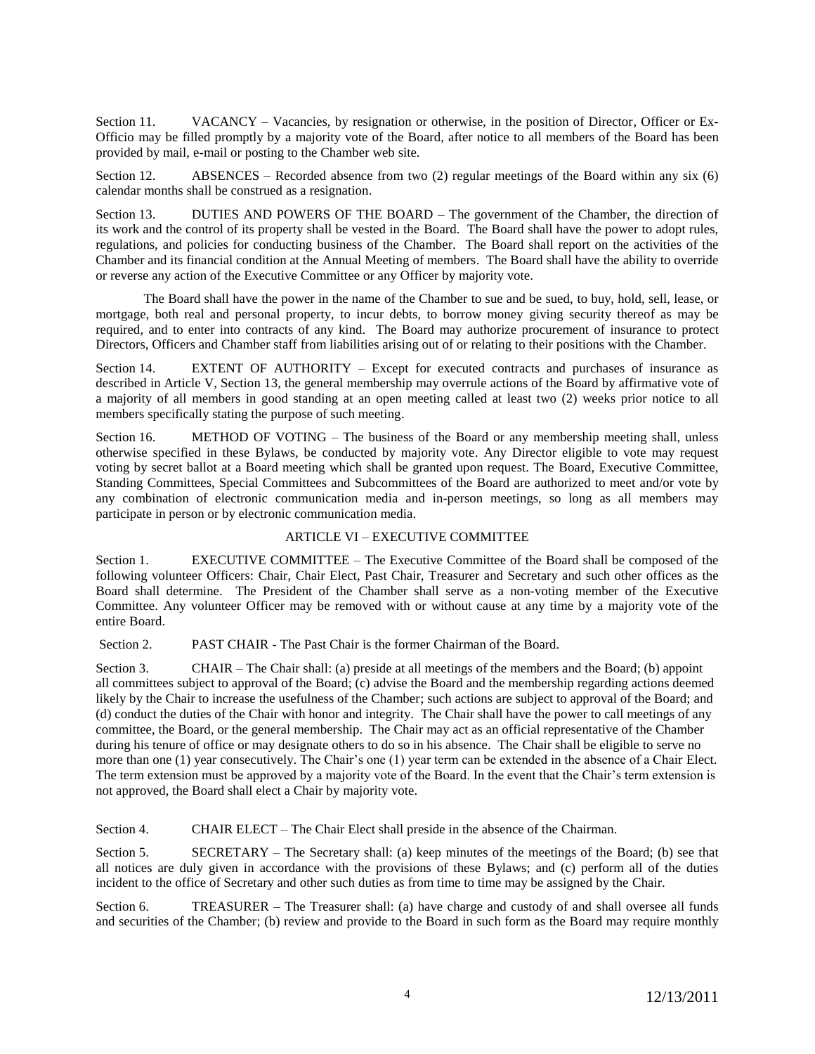Section 11. VACANCY – Vacancies, by resignation or otherwise, in the position of Director, Officer or Ex-Officio may be filled promptly by a majority vote of the Board, after notice to all members of the Board has been provided by mail, e-mail or posting to the Chamber web site.

Section 12. ABSENCES – Recorded absence from two (2) regular meetings of the Board within any six (6) calendar months shall be construed as a resignation.

Section 13. DUTIES AND POWERS OF THE BOARD – The government of the Chamber, the direction of its work and the control of its property shall be vested in the Board. The Board shall have the power to adopt rules, regulations, and policies for conducting business of the Chamber. The Board shall report on the activities of the Chamber and its financial condition at the Annual Meeting of members. The Board shall have the ability to override or reverse any action of the Executive Committee or any Officer by majority vote.

The Board shall have the power in the name of the Chamber to sue and be sued, to buy, hold, sell, lease, or mortgage, both real and personal property, to incur debts, to borrow money giving security thereof as may be required, and to enter into contracts of any kind. The Board may authorize procurement of insurance to protect Directors, Officers and Chamber staff from liabilities arising out of or relating to their positions with the Chamber.

Section 14. EXTENT OF AUTHORITY – Except for executed contracts and purchases of insurance as described in Article V, Section 13, the general membership may overrule actions of the Board by affirmative vote of a majority of all members in good standing at an open meeting called at least two (2) weeks prior notice to all members specifically stating the purpose of such meeting.

Section 16. METHOD OF VOTING – The business of the Board or any membership meeting shall, unless otherwise specified in these Bylaws, be conducted by majority vote. Any Director eligible to vote may request voting by secret ballot at a Board meeting which shall be granted upon request. The Board, Executive Committee, Standing Committees, Special Committees and Subcommittees of the Board are authorized to meet and/or vote by any combination of electronic communication media and in-person meetings, so long as all members may participate in person or by electronic communication media.

## ARTICLE VI – EXECUTIVE COMMITTEE

Section 1. EXECUTIVE COMMITTEE – The Executive Committee of the Board shall be composed of the following volunteer Officers: Chair, Chair Elect, Past Chair, Treasurer and Secretary and such other offices as the Board shall determine. The President of the Chamber shall serve as a non-voting member of the Executive Committee. Any volunteer Officer may be removed with or without cause at any time by a majority vote of the entire Board.

Section 2. PAST CHAIR - The Past Chair is the former Chairman of the Board.

Section 3. CHAIR – The Chair shall: (a) preside at all meetings of the members and the Board; (b) appoint all committees subject to approval of the Board; (c) advise the Board and the membership regarding actions deemed likely by the Chair to increase the usefulness of the Chamber; such actions are subject to approval of the Board; and (d) conduct the duties of the Chair with honor and integrity. The Chair shall have the power to call meetings of any committee, the Board, or the general membership. The Chair may act as an official representative of the Chamber during his tenure of office or may designate others to do so in his absence. The Chair shall be eligible to serve no more than one (1) year consecutively. The Chair's one (1) year term can be extended in the absence of a Chair Elect. The term extension must be approved by a majority vote of the Board. In the event that the Chair's term extension is not approved, the Board shall elect a Chair by majority vote.

Section 4. CHAIR ELECT – The Chair Elect shall preside in the absence of the Chairman.

Section 5. SECRETARY – The Secretary shall: (a) keep minutes of the meetings of the Board; (b) see that all notices are duly given in accordance with the provisions of these Bylaws; and (c) perform all of the duties incident to the office of Secretary and other such duties as from time to time may be assigned by the Chair.

Section 6. TREASURER – The Treasurer shall: (a) have charge and custody of and shall oversee all funds and securities of the Chamber; (b) review and provide to the Board in such form as the Board may require monthly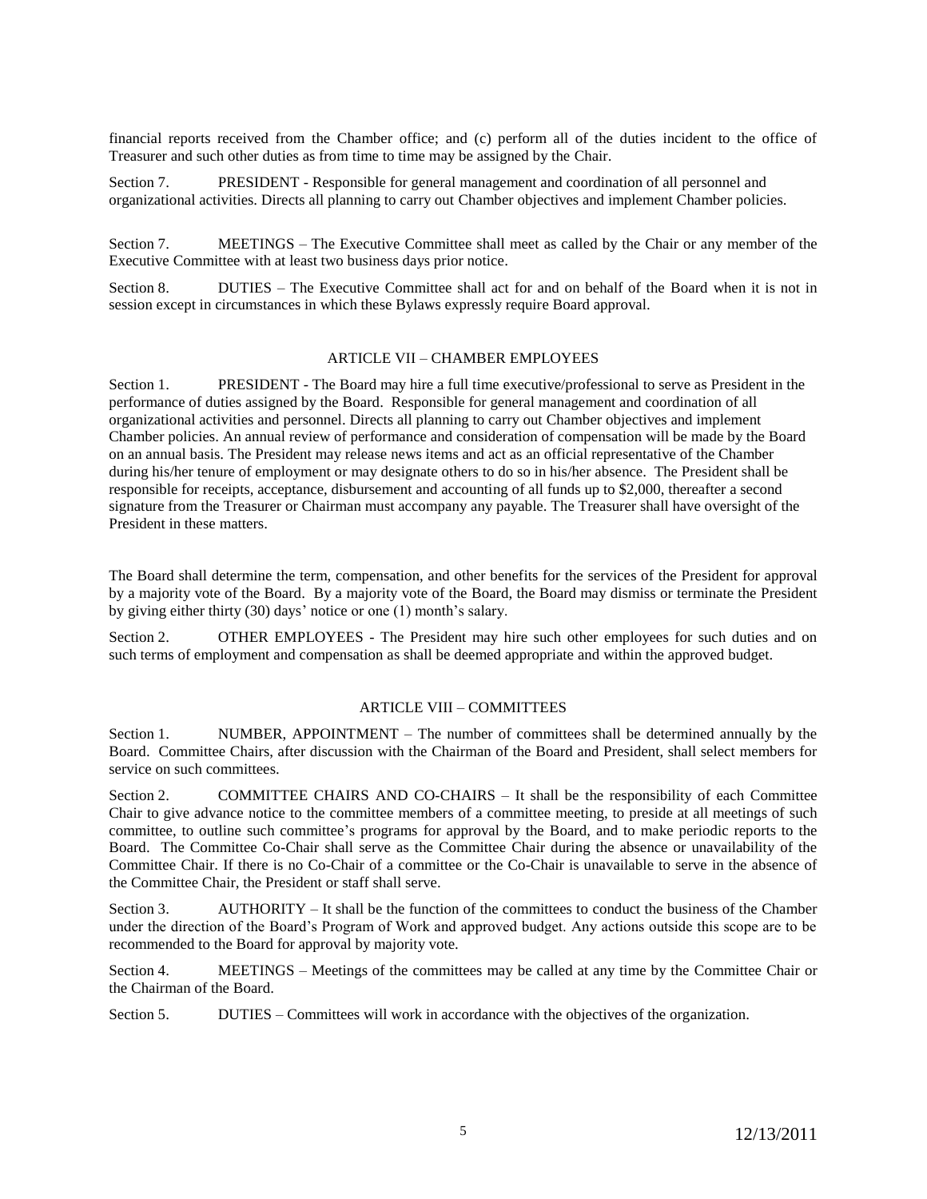financial reports received from the Chamber office; and (c) perform all of the duties incident to the office of Treasurer and such other duties as from time to time may be assigned by the Chair.

Section 7. PRESIDENT - Responsible for general management and coordination of all personnel and organizational activities. Directs all planning to carry out Chamber objectives and implement Chamber policies.

Section 7. MEETINGS – The Executive Committee shall meet as called by the Chair or any member of the Executive Committee with at least two business days prior notice.

Section 8. DUTIES – The Executive Committee shall act for and on behalf of the Board when it is not in session except in circumstances in which these Bylaws expressly require Board approval.

## ARTICLE VII – CHAMBER EMPLOYEES

Section 1. PRESIDENT - The Board may hire a full time executive/professional to serve as President in the performance of duties assigned by the Board. Responsible for general management and coordination of all organizational activities and personnel. Directs all planning to carry out Chamber objectives and implement Chamber policies. An annual review of performance and consideration of compensation will be made by the Board on an annual basis. The President may release news items and act as an official representative of the Chamber during his/her tenure of employment or may designate others to do so in his/her absence. The President shall be responsible for receipts, acceptance, disbursement and accounting of all funds up to $2,000, thereafter a second signature from the Treasurer or Chairman must accompany any payable. The Treasurer shall have oversight of the President in these matters.

The Board shall determine the term, compensation, and other benefits for the services of the President for approval by a majority vote of the Board. By a majority vote of the Board, the Board may dismiss or terminate the President by giving either thirty (30) days' notice or one (1) month's salary.

Section 2. OTHER EMPLOYEES - The President may hire such other employees for such duties and on such terms of employment and compensation as shall be deemed appropriate and within the approved budget.

## ARTICLE VIII – COMMITTEES

Section 1. NUMBER, APPOINTMENT – The number of committees shall be determined annually by the Board. Committee Chairs, after discussion with the Chairman of the Board and President, shall select members for service on such committees.

Section 2. COMMITTEE CHAIRS AND CO-CHAIRS – It shall be the responsibility of each Committee Chair to give advance notice to the committee members of a committee meeting, to preside at all meetings of such committee, to outline such committee's programs for approval by the Board, and to make periodic reports to the Board. The Committee Co-Chair shall serve as the Committee Chair during the absence or unavailability of the Committee Chair. If there is no Co-Chair of a committee or the Co-Chair is unavailable to serve in the absence of the Committee Chair, the President or staff shall serve.

Section 3. AUTHORITY – It shall be the function of the committees to conduct the business of the Chamber under the direction of the Board's Program of Work and approved budget. Any actions outside this scope are to be recommended to the Board for approval by majority vote.

Section 4. MEETINGS – Meetings of the committees may be called at any time by the Committee Chair or the Chairman of the Board.

Section 5. DUTIES – Committees will work in accordance with the objectives of the organization.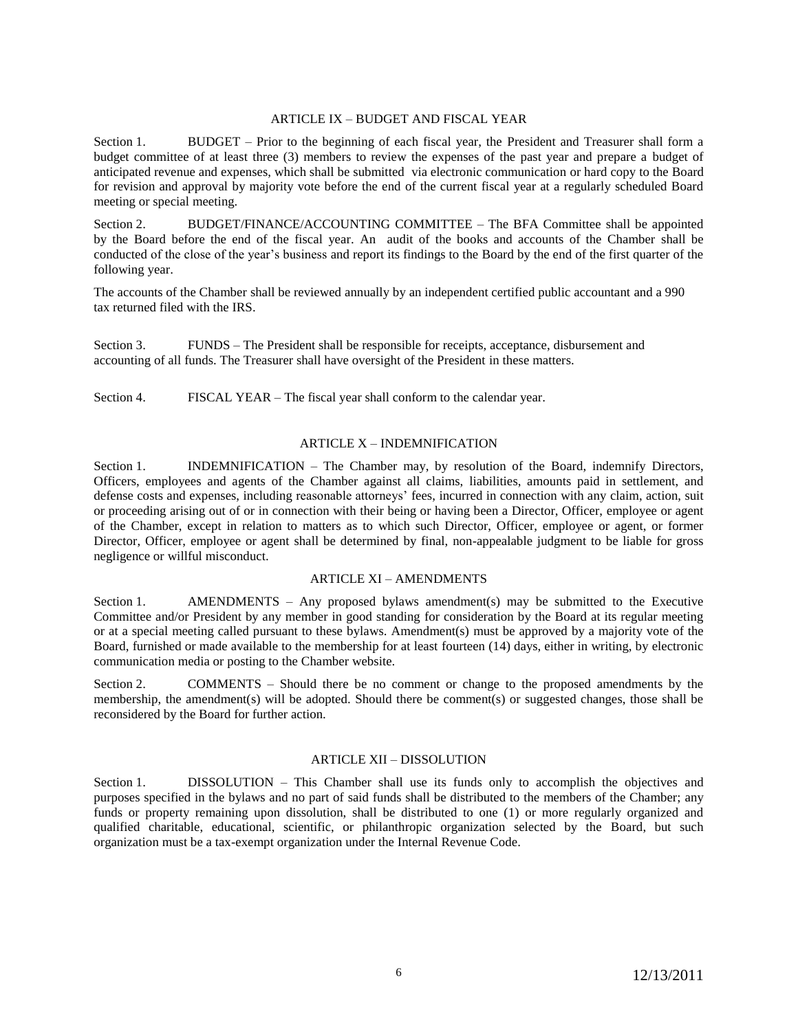## ARTICLE IX – BUDGET AND FISCAL YEAR

Section 1. BUDGET – Prior to the beginning of each fiscal year, the President and Treasurer shall form a budget committee of at least three (3) members to review the expenses of the past year and prepare a budget of anticipated revenue and expenses, which shall be submitted via electronic communication or hard copy to the Board for revision and approval by majority vote before the end of the current fiscal year at a regularly scheduled Board meeting or special meeting.

Section 2. BUDGET/FINANCE/ACCOUNTING COMMITTEE – The BFA Committee shall be appointed by the Board before the end of the fiscal year. An audit of the books and accounts of the Chamber shall be conducted of the close of the year's business and report its findings to the Board by the end of the first quarter of the following year.

The accounts of the Chamber shall be reviewed annually by an independent certified public accountant and a 990 tax returned filed with the IRS.

Section 3. FUNDS – The President shall be responsible for receipts, acceptance, disbursement and accounting of all funds. The Treasurer shall have oversight of the President in these matters.

Section 4. FISCAL YEAR – The fiscal year shall conform to the calendar year.

## ARTICLE X – INDEMNIFICATION

Section 1. INDEMNIFICATION – The Chamber may, by resolution of the Board, indemnify Directors, Officers, employees and agents of the Chamber against all claims, liabilities, amounts paid in settlement, and defense costs and expenses, including reasonable attorneys' fees, incurred in connection with any claim, action, suit or proceeding arising out of or in connection with their being or having been a Director, Officer, employee or agent of the Chamber, except in relation to matters as to which such Director, Officer, employee or agent, or former Director, Officer, employee or agent shall be determined by final, non-appealable judgment to be liable for gross negligence or willful misconduct.

## ARTICLE XI – AMENDMENTS

Section 1. AMENDMENTS – Any proposed bylaws amendment(s) may be submitted to the Executive Committee and/or President by any member in good standing for consideration by the Board at its regular meeting or at a special meeting called pursuant to these bylaws. Amendment(s) must be approved by a majority vote of the Board, furnished or made available to the membership for at least fourteen (14) days, either in writing, by electronic communication media or posting to the Chamber website.

Section 2. COMMENTS – Should there be no comment or change to the proposed amendments by the membership, the amendment(s) will be adopted. Should there be comment(s) or suggested changes, those shall be reconsidered by the Board for further action.

## ARTICLE XII – DISSOLUTION

Section 1. DISSOLUTION – This Chamber shall use its funds only to accomplish the objectives and purposes specified in the bylaws and no part of said funds shall be distributed to the members of the Chamber; any funds or property remaining upon dissolution, shall be distributed to one (1) or more regularly organized and qualified charitable, educational, scientific, or philanthropic organization selected by the Board, but such organization must be a tax-exempt organization under the Internal Revenue Code.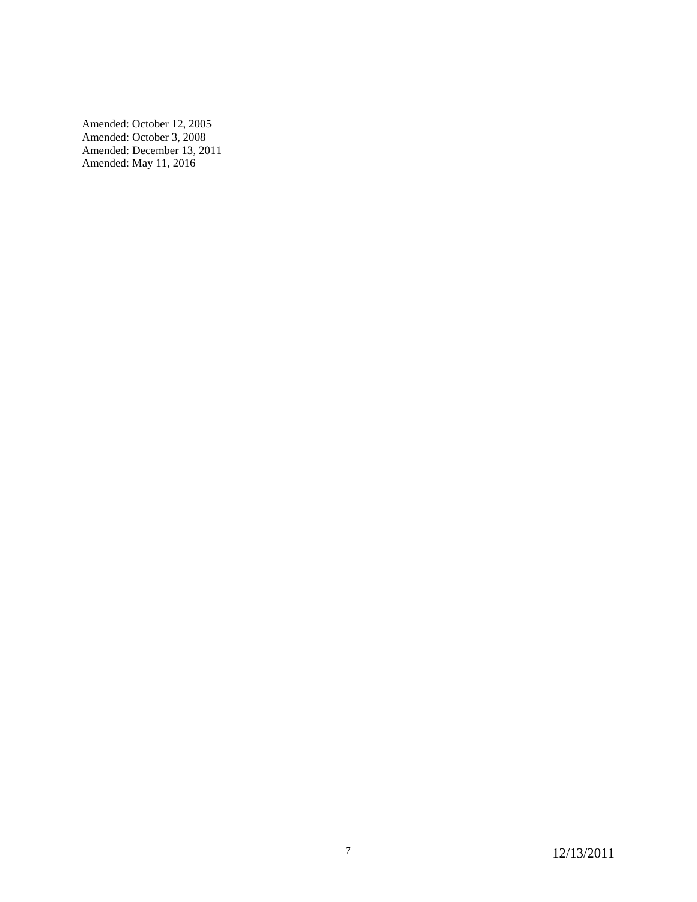Amended: October 12, 2005
Amended: October 3, 2008
Amended: December 13, 2011
Amended: May 11, 2016